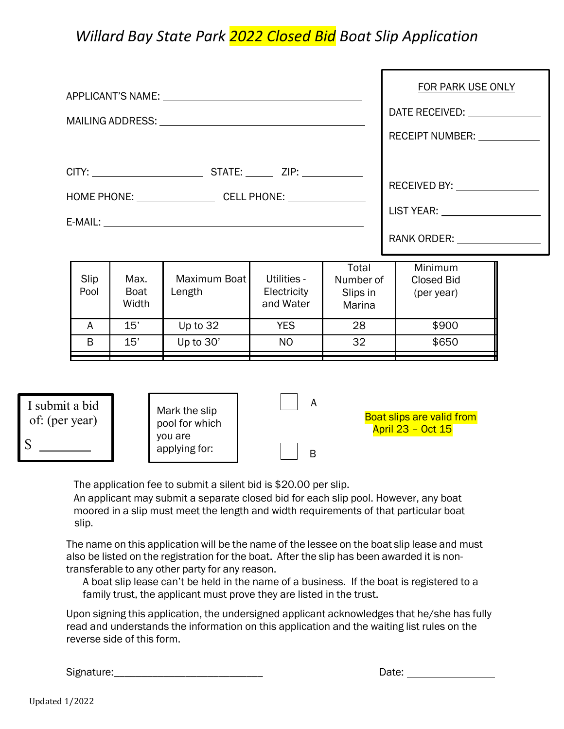# *Willard Bay State Park 2022 Closed Bid Boat Slip Application*

APPLICANT'S NAME: ______________________________

MAILING ADDRESS: ______________________________

CITY: ________________ STATE: _____ ZIP: __________

HOME PHONE: ____________ CELL PHONE: ____________

E-MAIL: ______________________________

**FOR PARK USE ONLY**

DATE RECEIVED: ____________

RECEIPT NUMBER: ____________

RECEIVED BY: ____________

LIST YEAR: ____________

RANK ORDER: ____________

| Slip Pool | Max. Boat Width | Maximum Boat Length | Utilities - Electricity and Water | Total Number of Slips in Marina | Minimum Closed Bid (per year) |
|---|---|---|---|---|---|
| A | 15' | Up to 32 | YES | 28 | $900 |
| B | 15' | Up to 30' | NO | 32 | $650 |
| | | | | | |

I submit a bid of: (per year)

$ ________

Mark the slip pool for which you are applying for:

☐ A

☐ B

Boat slips are valid from April 23 – Oct 15

The application fee to submit a silent bid is $20.00 per slip.
An applicant may submit a separate closed bid for each slip pool. However, any boat moored in a slip must meet the length and width requirements of that particular boat slip.

The name on this application will be the name of the lessee on the boat slip lease and must also be listed on the registration for the boat. After the slip has been awarded it is non-transferable to any other party for any reason.

A boat slip lease can't be held in the name of a business. If the boat is registered to a family trust, the applicant must prove they are listed in the trust.

Upon signing this application, the undersigned applicant acknowledges that he/she has fully read and understands the information on this application and the waiting list rules on the reverse side of this form.

Signature:___________________________ Date: ______________

Updated 1/2022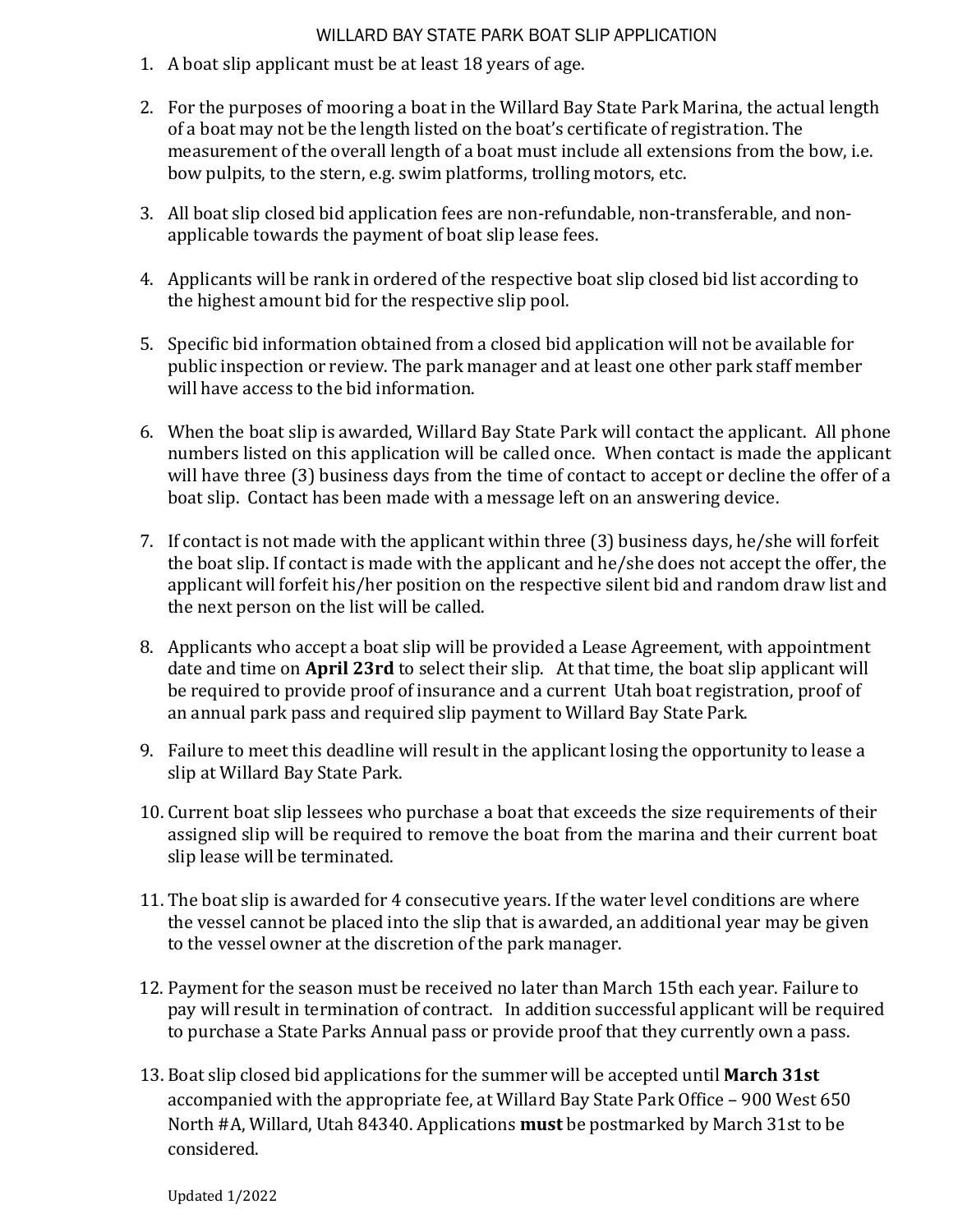# WILLARD BAY STATE PARK BOAT SLIP APPLICATION

1. A boat slip applicant must be at least 18 years of age.

2. For the purposes of mooring a boat in the Willard Bay State Park Marina, the actual length of a boat may not be the length listed on the boat's certificate of registration. The measurement of the overall length of a boat must include all extensions from the bow, i.e. bow pulpits, to the stern, e.g. swim platforms, trolling motors, etc.

3. All boat slip closed bid application fees are non-refundable, non-transferable, and non-applicable towards the payment of boat slip lease fees.

4. Applicants will be rank in ordered of the respective boat slip closed bid list according to the highest amount bid for the respective slip pool.

5. Specific bid information obtained from a closed bid application will not be available for public inspection or review. The park manager and at least one other park staff member will have access to the bid information.

6. When the boat slip is awarded, Willard Bay State Park will contact the applicant. All phone numbers listed on this application will be called once. When contact is made the applicant will have three (3) business days from the time of contact to accept or decline the offer of a boat slip. Contact has been made with a message left on an answering device.

7. If contact is not made with the applicant within three (3) business days, he/she will forfeit the boat slip. If contact is made with the applicant and he/she does not accept the offer, the applicant will forfeit his/her position on the respective silent bid and random draw list and the next person on the list will be called.

8. Applicants who accept a boat slip will be provided a Lease Agreement, with appointment date and time on **April 23rd** to select their slip. At that time, the boat slip applicant will be required to provide proof of insurance and a current Utah boat registration, proof of an annual park pass and required slip payment to Willard Bay State Park.

9. Failure to meet this deadline will result in the applicant losing the opportunity to lease a slip at Willard Bay State Park.

10. Current boat slip lessees who purchase a boat that exceeds the size requirements of their assigned slip will be required to remove the boat from the marina and their current boat slip lease will be terminated.

11. The boat slip is awarded for 4 consecutive years. If the water level conditions are where the vessel cannot be placed into the slip that is awarded, an additional year may be given to the vessel owner at the discretion of the park manager.

12. Payment for the season must be received no later than March 15th each year. Failure to pay will result in termination of contract. In addition successful applicant will be required to purchase a State Parks Annual pass or provide proof that they currently own a pass.

13. Boat slip closed bid applications for the summer will be accepted until **March 31st** accompanied with the appropriate fee, at Willard Bay State Park Office – 900 West 650 North #A, Willard, Utah 84340. Applications **must** be postmarked by March 31st to be considered.

Updated 1/2022